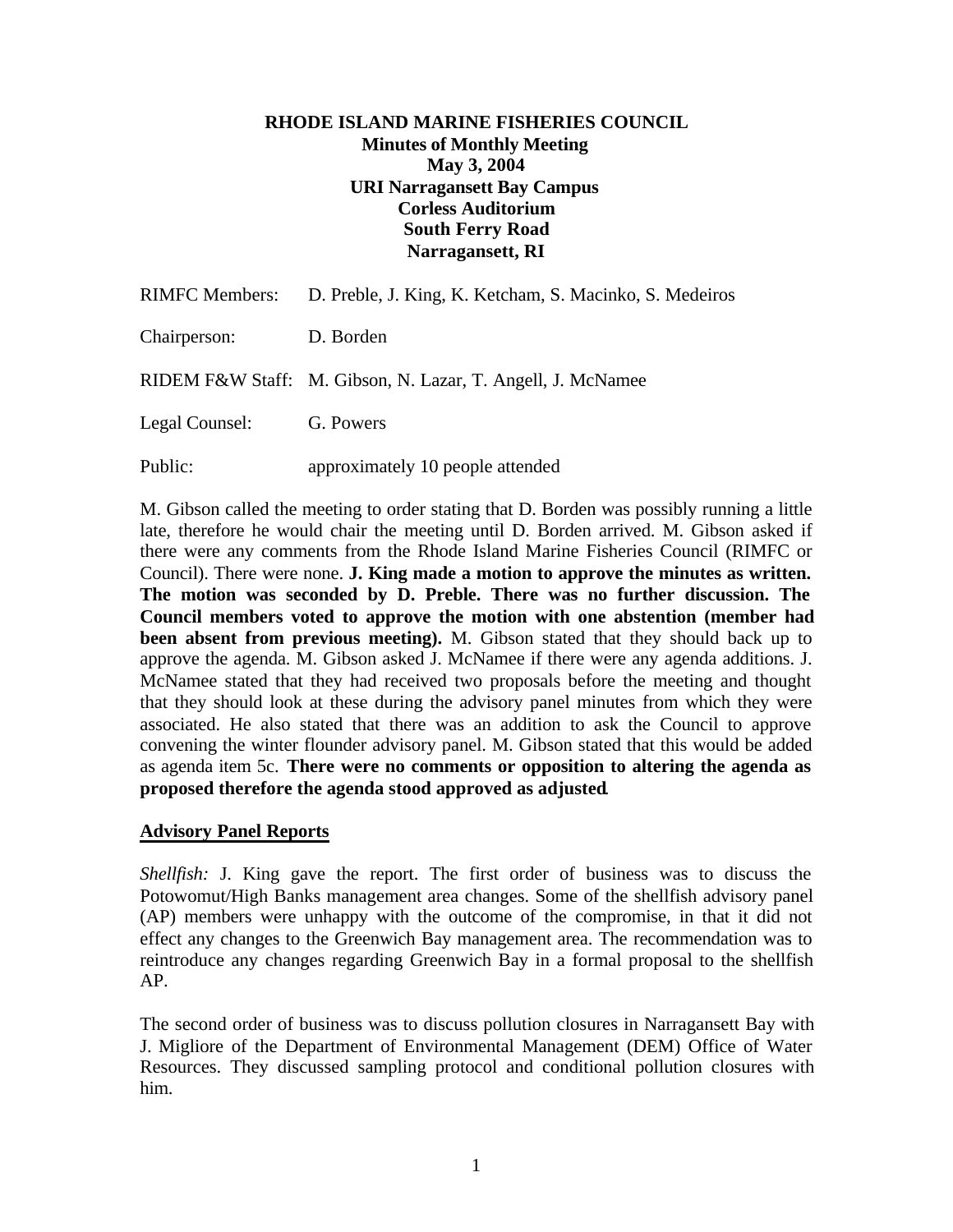**RHODE ISLAND MARINE FISHERIES COUNCIL**
**Minutes of Monthly Meeting**
**May 3, 2004**
**URI Narragansett Bay Campus**
**Corless Auditorium**
**South Ferry Road**
**Narragansett, RI**

RIMFC Members: D. Preble, J. King, K. Ketcham, S. Macinko, S. Medeiros

Chairperson: D. Borden

RIDEM F&W Staff: M. Gibson, N. Lazar, T. Angell, J. McNamee

Legal Counsel: G. Powers

Public: approximately 10 people attended

M. Gibson called the meeting to order stating that D. Borden was possibly running a little late, therefore he would chair the meeting until D. Borden arrived. M. Gibson asked if there were any comments from the Rhode Island Marine Fisheries Council (RIMFC or Council). There were none. **J. King made a motion to approve the minutes as written. The motion was seconded by D. Preble. There was no further discussion. The Council members voted to approve the motion with one abstention (member had been absent from previous meeting).** M. Gibson stated that they should back up to approve the agenda. M. Gibson asked J. McNamee if there were any agenda additions. J. McNamee stated that they had received two proposals before the meeting and thought that they should look at these during the advisory panel minutes from which they were associated. He also stated that there was an addition to ask the Council to approve convening the winter flounder advisory panel. M. Gibson stated that this would be added as agenda item 5c. **There were no comments or opposition to altering the agenda as proposed therefore the agenda stood approved as adjusted**.

## Advisory Panel Reports

*Shellfish:* J. King gave the report. The first order of business was to discuss the Potowomut/High Banks management area changes. Some of the shellfish advisory panel (AP) members were unhappy with the outcome of the compromise, in that it did not effect any changes to the Greenwich Bay management area. The recommendation was to reintroduce any changes regarding Greenwich Bay in a formal proposal to the shellfish AP.

The second order of business was to discuss pollution closures in Narragansett Bay with J. Migliore of the Department of Environmental Management (DEM) Office of Water Resources. They discussed sampling protocol and conditional pollution closures with him.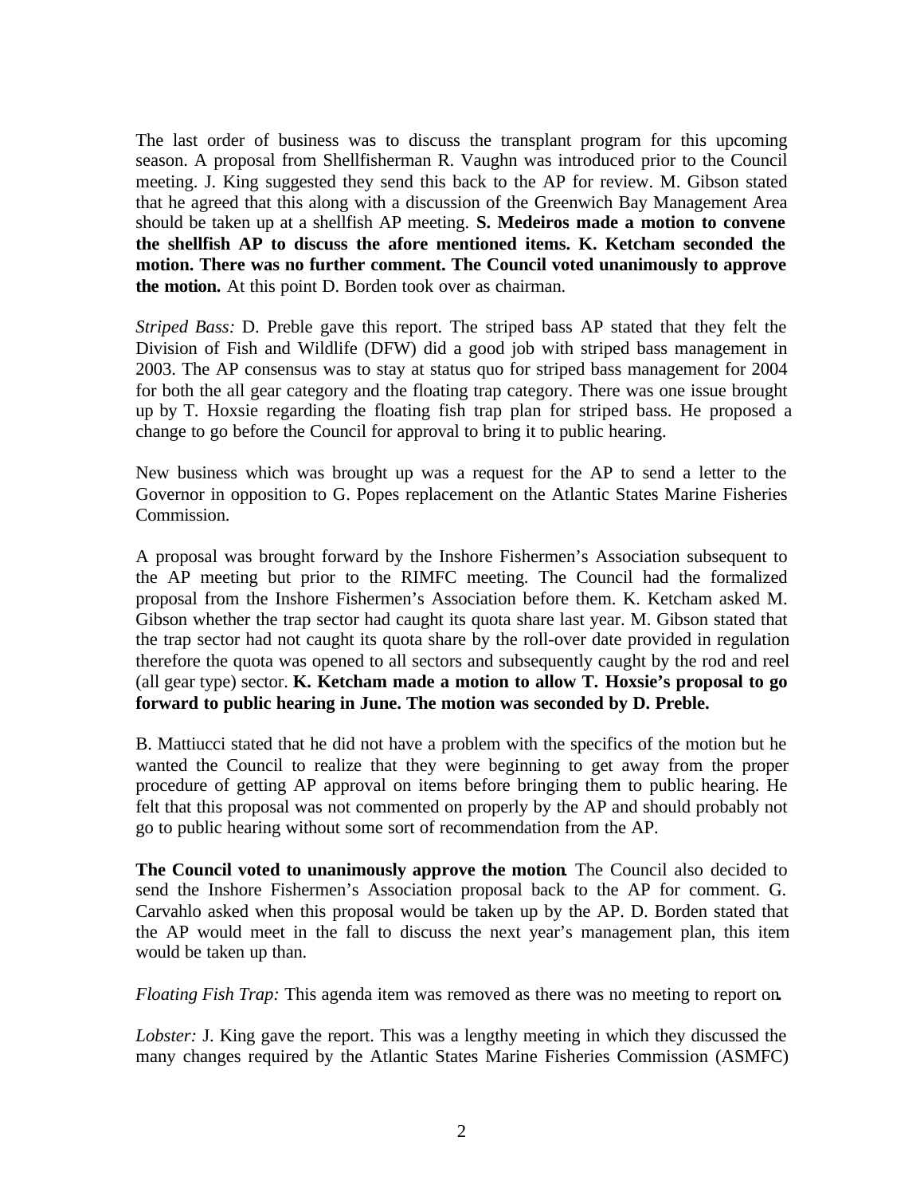The last order of business was to discuss the transplant program for this upcoming season. A proposal from Shellfisherman R. Vaughn was introduced prior to the Council meeting. J. King suggested they send this back to the AP for review. M. Gibson stated that he agreed that this along with a discussion of the Greenwich Bay Management Area should be taken up at a shellfish AP meeting. **S. Medeiros made a motion to convene the shellfish AP to discuss the afore mentioned items. K. Ketcham seconded the motion. There was no further comment. The Council voted unanimously to approve the motion.** At this point D. Borden took over as chairman.

*Striped Bass:* D. Preble gave this report. The striped bass AP stated that they felt the Division of Fish and Wildlife (DFW) did a good job with striped bass management in 2003. The AP consensus was to stay at status quo for striped bass management for 2004 for both the all gear category and the floating trap category. There was one issue brought up by T. Hoxsie regarding the floating fish trap plan for striped bass. He proposed a change to go before the Council for approval to bring it to public hearing.

New business which was brought up was a request for the AP to send a letter to the Governor in opposition to G. Popes replacement on the Atlantic States Marine Fisheries Commission.

A proposal was brought forward by the Inshore Fishermen's Association subsequent to the AP meeting but prior to the RIMFC meeting. The Council had the formalized proposal from the Inshore Fishermen's Association before them. K. Ketcham asked M. Gibson whether the trap sector had caught its quota share last year. M. Gibson stated that the trap sector had not caught its quota share by the roll-over date provided in regulation therefore the quota was opened to all sectors and subsequently caught by the rod and reel (all gear type) sector. **K. Ketcham made a motion to allow T. Hoxsie's proposal to go forward to public hearing in June. The motion was seconded by D. Preble.**

B. Mattiucci stated that he did not have a problem with the specifics of the motion but he wanted the Council to realize that they were beginning to get away from the proper procedure of getting AP approval on items before bringing them to public hearing. He felt that this proposal was not commented on properly by the AP and should probably not go to public hearing without some sort of recommendation from the AP.

**The Council voted to unanimously approve the motion**. The Council also decided to send the Inshore Fishermen's Association proposal back to the AP for comment. G. Carvahlo asked when this proposal would be taken up by the AP. D. Borden stated that the AP would meet in the fall to discuss the next year's management plan, this item would be taken up than.

*Floating Fish Trap:* This agenda item was removed as there was no meeting to report on.

*Lobster:* J. King gave the report. This was a lengthy meeting in which they discussed the many changes required by the Atlantic States Marine Fisheries Commission (ASMFC)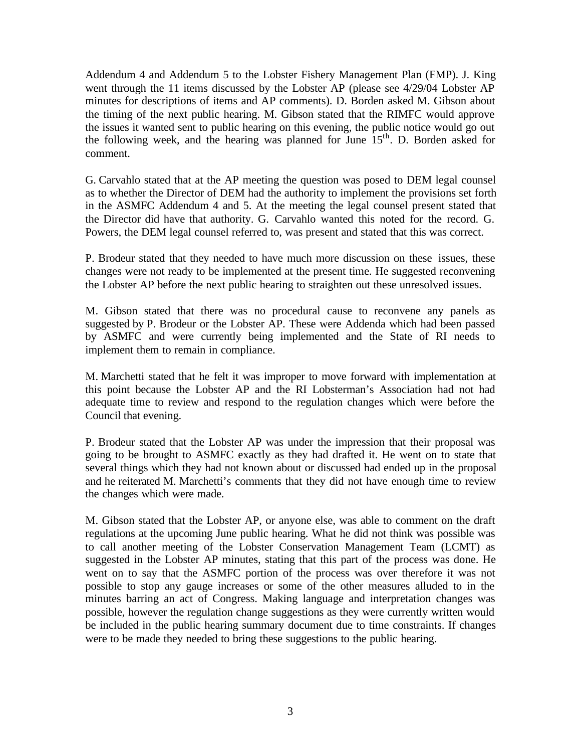Addendum 4 and Addendum 5 to the Lobster Fishery Management Plan (FMP). J. King went through the 11 items discussed by the Lobster AP (please see 4/29/04 Lobster AP minutes for descriptions of items and AP comments). D. Borden asked M. Gibson about the timing of the next public hearing. M. Gibson stated that the RIMFC would approve the issues it wanted sent to public hearing on this evening, the public notice would go out the following week, and the hearing was planned for June 15th. D. Borden asked for comment.

G. Carvahlo stated that at the AP meeting the question was posed to DEM legal counsel as to whether the Director of DEM had the authority to implement the provisions set forth in the ASMFC Addendum 4 and 5. At the meeting the legal counsel present stated that the Director did have that authority. G. Carvahlo wanted this noted for the record. G. Powers, the DEM legal counsel referred to, was present and stated that this was correct.

P. Brodeur stated that they needed to have much more discussion on these issues, these changes were not ready to be implemented at the present time. He suggested reconvening the Lobster AP before the next public hearing to straighten out these unresolved issues.

M. Gibson stated that there was no procedural cause to reconvene any panels as suggested by P. Brodeur or the Lobster AP. These were Addenda which had been passed by ASMFC and were currently being implemented and the State of RI needs to implement them to remain in compliance.

M. Marchetti stated that he felt it was improper to move forward with implementation at this point because the Lobster AP and the RI Lobsterman's Association had not had adequate time to review and respond to the regulation changes which were before the Council that evening.

P. Brodeur stated that the Lobster AP was under the impression that their proposal was going to be brought to ASMFC exactly as they had drafted it. He went on to state that several things which they had not known about or discussed had ended up in the proposal and he reiterated M. Marchetti's comments that they did not have enough time to review the changes which were made.

M. Gibson stated that the Lobster AP, or anyone else, was able to comment on the draft regulations at the upcoming June public hearing. What he did not think was possible was to call another meeting of the Lobster Conservation Management Team (LCMT) as suggested in the Lobster AP minutes, stating that this part of the process was done. He went on to say that the ASMFC portion of the process was over therefore it was not possible to stop any gauge increases or some of the other measures alluded to in the minutes barring an act of Congress. Making language and interpretation changes was possible, however the regulation change suggestions as they were currently written would be included in the public hearing summary document due to time constraints. If changes were to be made they needed to bring these suggestions to the public hearing.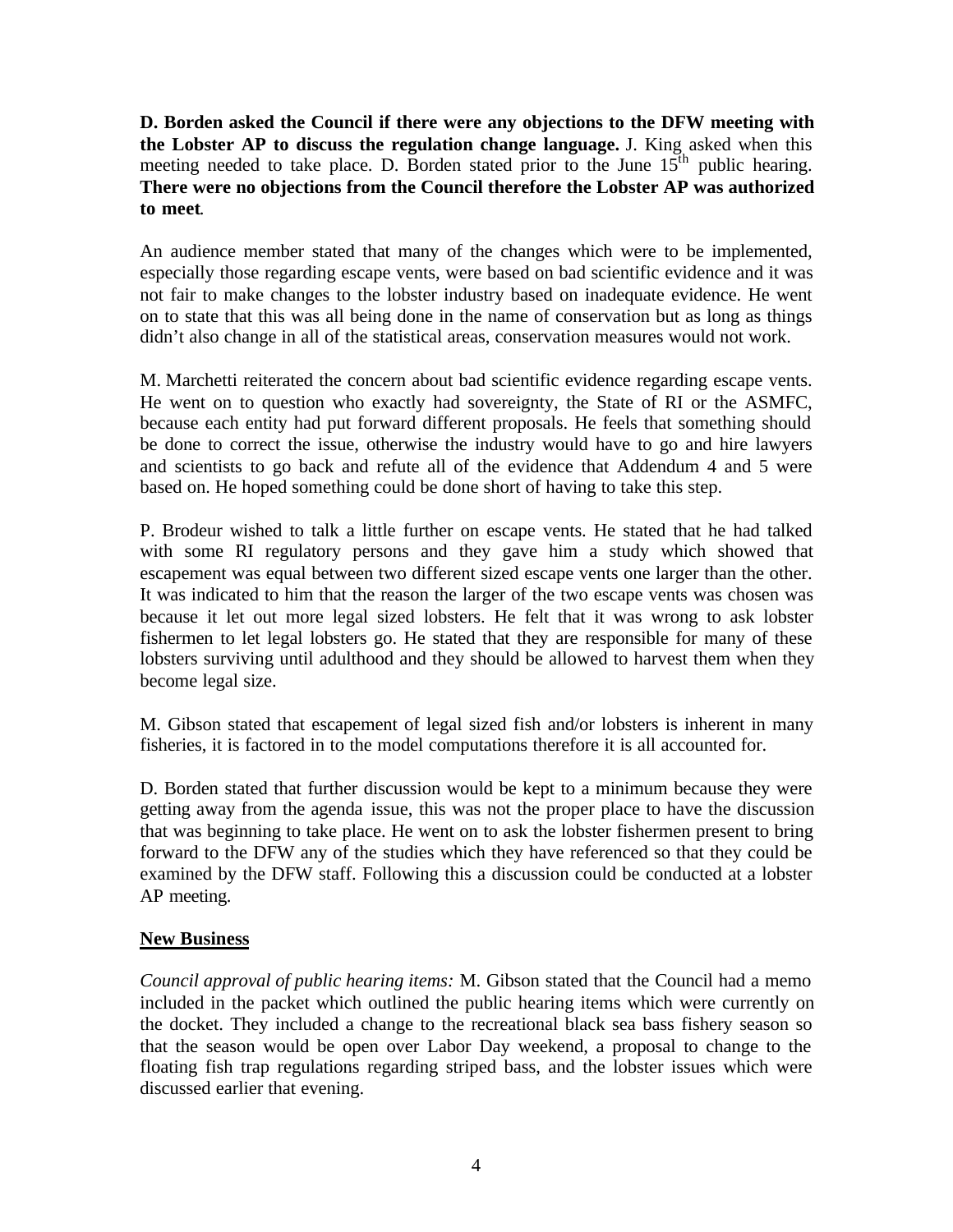**D. Borden asked the Council if there were any objections to the DFW meeting with the Lobster AP to discuss the regulation change language.** J. King asked when this meeting needed to take place. D. Borden stated prior to the June 15th public hearing. **There were no objections from the Council therefore the Lobster AP was authorized to meet**.

An audience member stated that many of the changes which were to be implemented, especially those regarding escape vents, were based on bad scientific evidence and it was not fair to make changes to the lobster industry based on inadequate evidence. He went on to state that this was all being done in the name of conservation but as long as things didn't also change in all of the statistical areas, conservation measures would not work.

M. Marchetti reiterated the concern about bad scientific evidence regarding escape vents. He went on to question who exactly had sovereignty, the State of RI or the ASMFC, because each entity had put forward different proposals. He feels that something should be done to correct the issue, otherwise the industry would have to go and hire lawyers and scientists to go back and refute all of the evidence that Addendum 4 and 5 were based on. He hoped something could be done short of having to take this step.

P. Brodeur wished to talk a little further on escape vents. He stated that he had talked with some RI regulatory persons and they gave him a study which showed that escapement was equal between two different sized escape vents one larger than the other. It was indicated to him that the reason the larger of the two escape vents was chosen was because it let out more legal sized lobsters. He felt that it was wrong to ask lobster fishermen to let legal lobsters go. He stated that they are responsible for many of these lobsters surviving until adulthood and they should be allowed to harvest them when they become legal size.

M. Gibson stated that escapement of legal sized fish and/or lobsters is inherent in many fisheries, it is factored in to the model computations therefore it is all accounted for.

D. Borden stated that further discussion would be kept to a minimum because they were getting away from the agenda issue, this was not the proper place to have the discussion that was beginning to take place. He went on to ask the lobster fishermen present to bring forward to the DFW any of the studies which they have referenced so that they could be examined by the DFW staff. Following this a discussion could be conducted at a lobster AP meeting.

**New Business**

*Council approval of public hearing items:* M. Gibson stated that the Council had a memo included in the packet which outlined the public hearing items which were currently on the docket. They included a change to the recreational black sea bass fishery season so that the season would be open over Labor Day weekend, a proposal to change to the floating fish trap regulations regarding striped bass, and the lobster issues which were discussed earlier that evening.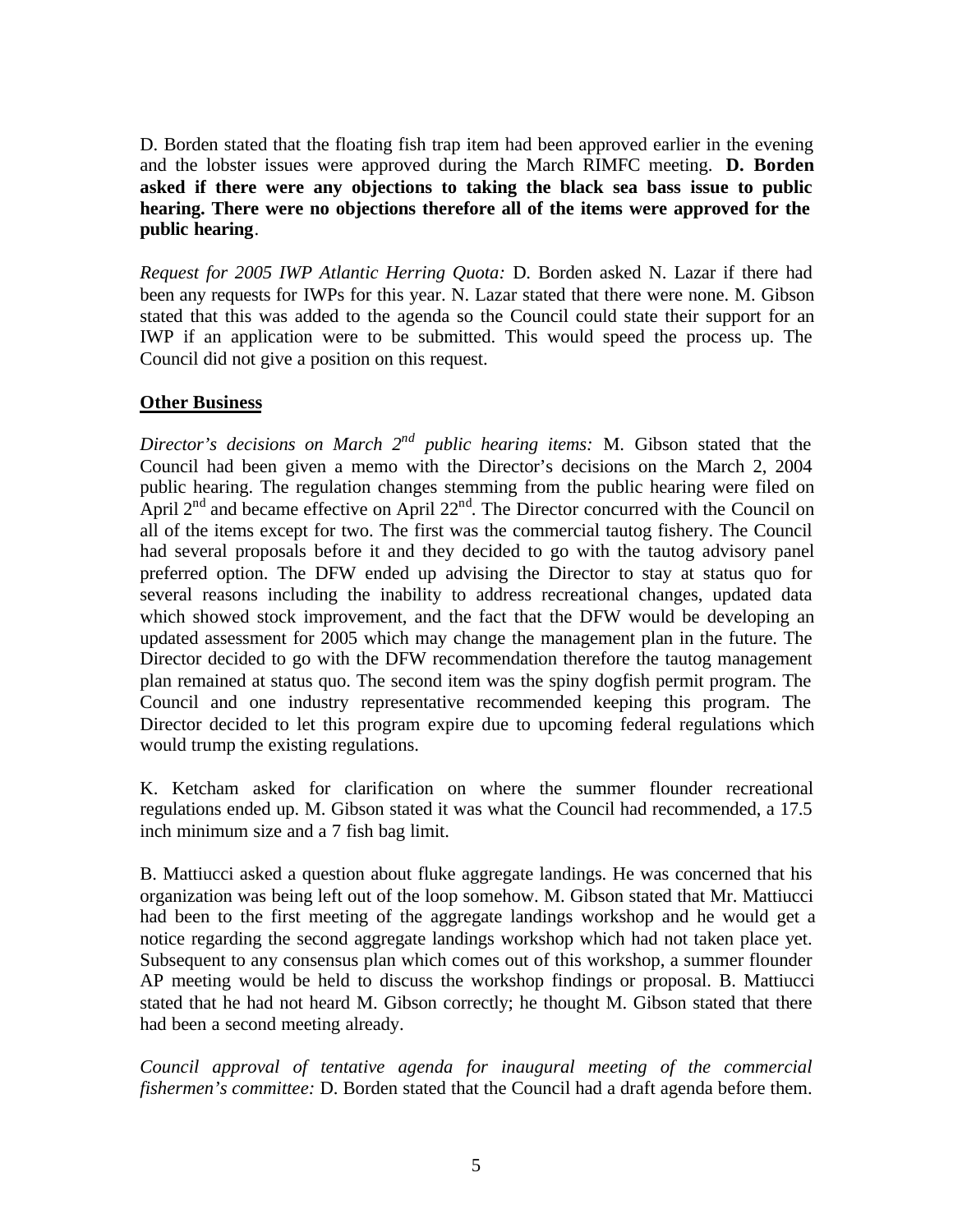D. Borden stated that the floating fish trap item had been approved earlier in the evening and the lobster issues were approved during the March RIMFC meeting. **D. Borden asked if there were any objections to taking the black sea bass issue to public hearing. There were no objections therefore all of the items were approved for the public hearing**.

*Request for 2005 IWP Atlantic Herring Quota:* D. Borden asked N. Lazar if there had been any requests for IWPs for this year. N. Lazar stated that there were none. M. Gibson stated that this was added to the agenda so the Council could state their support for an IWP if an application were to be submitted. This would speed the process up. The Council did not give a position on this request.

**Other Business**

*Director's decisions on March 2nd public hearing items:* M. Gibson stated that the Council had been given a memo with the Director's decisions on the March 2, 2004 public hearing. The regulation changes stemming from the public hearing were filed on April 2nd and became effective on April 22nd. The Director concurred with the Council on all of the items except for two. The first was the commercial tautog fishery. The Council had several proposals before it and they decided to go with the tautog advisory panel preferred option. The DFW ended up advising the Director to stay at status quo for several reasons including the inability to address recreational changes, updated data which showed stock improvement, and the fact that the DFW would be developing an updated assessment for 2005 which may change the management plan in the future. The Director decided to go with the DFW recommendation therefore the tautog management plan remained at status quo. The second item was the spiny dogfish permit program. The Council and one industry representative recommended keeping this program. The Director decided to let this program expire due to upcoming federal regulations which would trump the existing regulations.

K. Ketcham asked for clarification on where the summer flounder recreational regulations ended up. M. Gibson stated it was what the Council had recommended, a 17.5 inch minimum size and a 7 fish bag limit.

B. Mattiucci asked a question about fluke aggregate landings. He was concerned that his organization was being left out of the loop somehow. M. Gibson stated that Mr. Mattiucci had been to the first meeting of the aggregate landings workshop and he would get a notice regarding the second aggregate landings workshop which had not taken place yet. Subsequent to any consensus plan which comes out of this workshop, a summer flounder AP meeting would be held to discuss the workshop findings or proposal. B. Mattiucci stated that he had not heard M. Gibson correctly; he thought M. Gibson stated that there had been a second meeting already.

*Council approval of tentative agenda for inaugural meeting of the commercial fishermen's committee:* D. Borden stated that the Council had a draft agenda before them.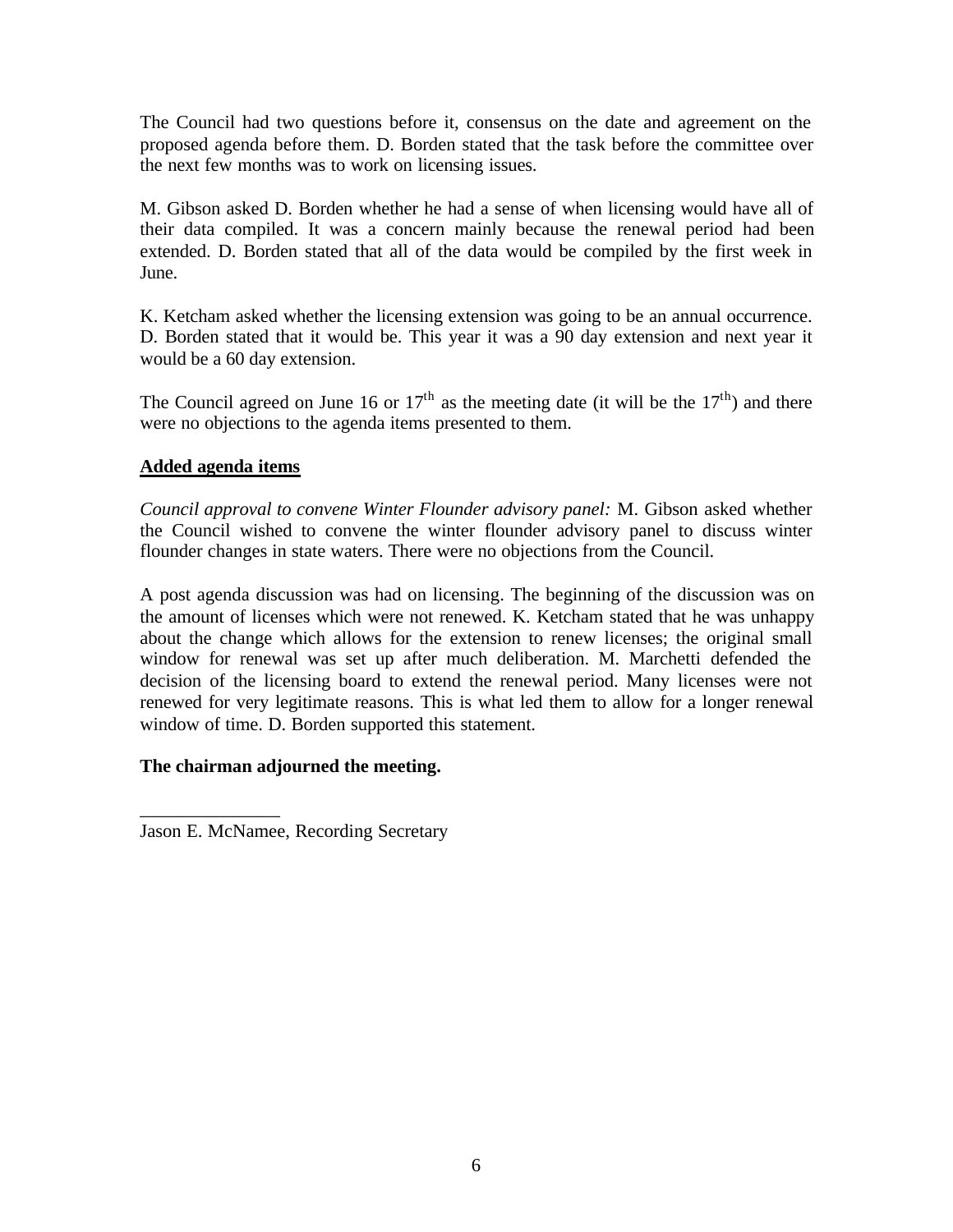The Council had two questions before it, consensus on the date and agreement on the proposed agenda before them. D. Borden stated that the task before the committee over the next few months was to work on licensing issues.

M. Gibson asked D. Borden whether he had a sense of when licensing would have all of their data compiled. It was a concern mainly because the renewal period had been extended. D. Borden stated that all of the data would be compiled by the first week in June.

K. Ketcham asked whether the licensing extension was going to be an annual occurrence. D. Borden stated that it would be. This year it was a 90 day extension and next year it would be a 60 day extension.

The Council agreed on June 16 or 17th as the meeting date (it will be the 17th) and there were no objections to the agenda items presented to them.

**Added agenda items**

*Council approval to convene Winter Flounder advisory panel:* M. Gibson asked whether the Council wished to convene the winter flounder advisory panel to discuss winter flounder changes in state waters. There were no objections from the Council.

A post agenda discussion was had on licensing. The beginning of the discussion was on the amount of licenses which were not renewed. K. Ketcham stated that he was unhappy about the change which allows for the extension to renew licenses; the original small window for renewal was set up after much deliberation. M. Marchetti defended the decision of the licensing board to extend the renewal period. Many licenses were not renewed for very legitimate reasons. This is what led them to allow for a longer renewal window of time. D. Borden supported this statement.

**The chairman adjourned the meeting.**

_______________
Jason E. McNamee, Recording Secretary